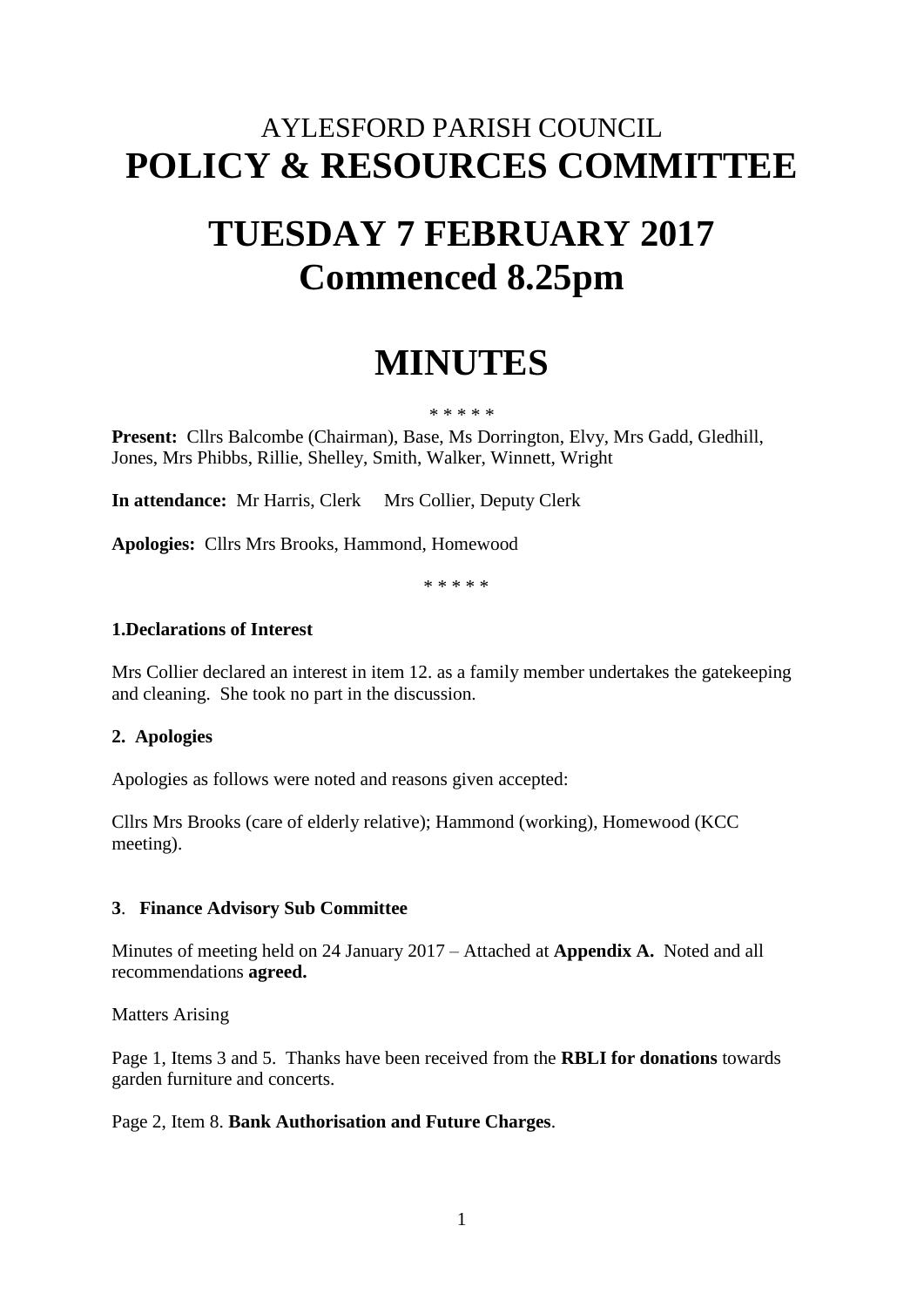# AYLESFORD PARISH COUNCIL
# POLICY & RESOURCES COMMITTEE

# TUESDAY 7 FEBRUARY 2017
# Commenced 8.25pm

# MINUTES

\* \* \* \* \*

**Present:** Cllrs Balcombe (Chairman), Base, Ms Dorrington, Elvy, Mrs Gadd, Gledhill, Jones, Mrs Phibbs, Rillie, Shelley, Smith, Walker, Winnett, Wright

**In attendance:** Mr Harris, Clerk  Mrs Collier, Deputy Clerk

**Apologies:** Cllrs Mrs Brooks, Hammond, Homewood

\* \* \* \* \*

**1.Declarations of Interest**

Mrs Collier declared an interest in item 12. as a family member undertakes the gatekeeping and cleaning. She took no part in the discussion.

**2. Apologies**

Apologies as follows were noted and reasons given accepted:

Cllrs Mrs Brooks (care of elderly relative); Hammond (working), Homewood (KCC meeting).

**3**. **Finance Advisory Sub Committee**

Minutes of meeting held on 24 January 2017 – Attached at **Appendix A.** Noted and all recommendations **agreed.**

Matters Arising

Page 1, Items 3 and 5. Thanks have been received from the **RBLI for donations** towards garden furniture and concerts.

Page 2, Item 8. **Bank Authorisation and Future Charges**.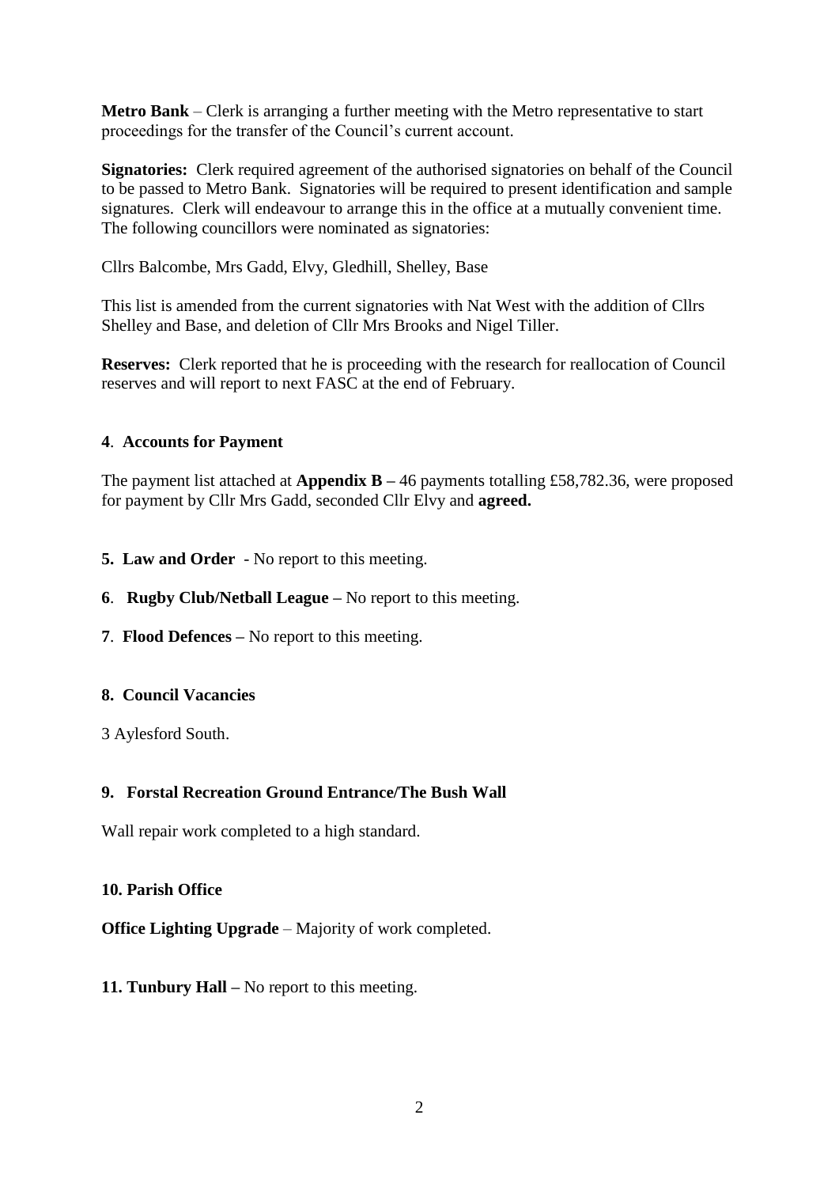**Metro Bank** – Clerk is arranging a further meeting with the Metro representative to start proceedings for the transfer of the Council's current account.

**Signatories:** Clerk required agreement of the authorised signatories on behalf of the Council to be passed to Metro Bank. Signatories will be required to present identification and sample signatures. Clerk will endeavour to arrange this in the office at a mutually convenient time. The following councillors were nominated as signatories:

Cllrs Balcombe, Mrs Gadd, Elvy, Gledhill, Shelley, Base

This list is amended from the current signatories with Nat West with the addition of Cllrs Shelley and Base, and deletion of Cllr Mrs Brooks and Nigel Tiller.

**Reserves:** Clerk reported that he is proceeding with the research for reallocation of Council reserves and will report to next FASC at the end of February.

**4**. **Accounts for Payment**

The payment list attached at **Appendix B –** 46 payments totalling £58,782.36, were proposed for payment by Cllr Mrs Gadd, seconded Cllr Elvy and **agreed.**

**5. Law and Order** - No report to this meeting.

**6**. **Rugby Club/Netball League –** No report to this meeting.

**7**. **Flood Defences –** No report to this meeting.

**8. Council Vacancies**

3 Aylesford South.

**9. Forstal Recreation Ground Entrance/The Bush Wall**

Wall repair work completed to a high standard.

**10. Parish Office**

**Office Lighting Upgrade** – Majority of work completed.

**11. Tunbury Hall –** No report to this meeting.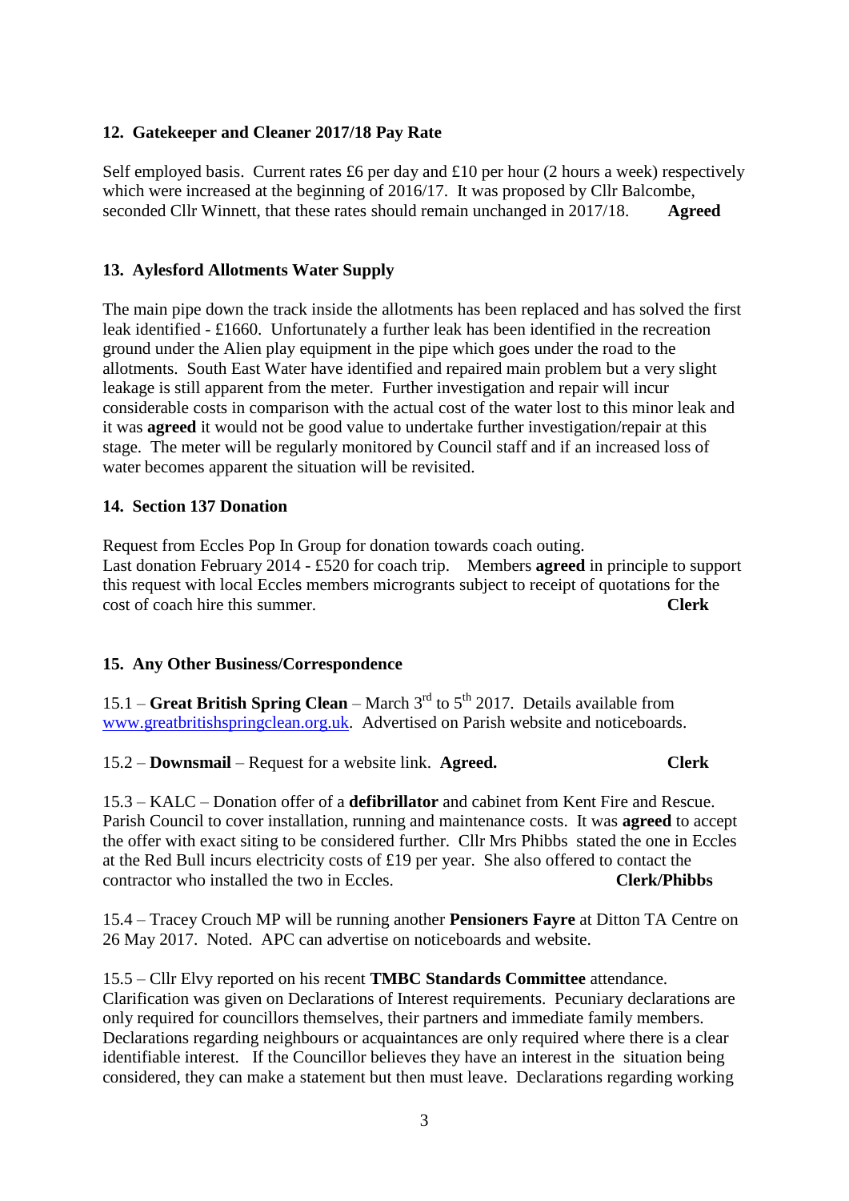### 12. Gatekeeper and Cleaner 2017/18 Pay Rate

Self employed basis. Current rates £6 per day and £10 per hour (2 hours a week) respectively which were increased at the beginning of 2016/17. It was proposed by Cllr Balcombe, seconded Cllr Winnett, that these rates should remain unchanged in 2017/18. **Agreed**

### 13. Aylesford Allotments Water Supply

The main pipe down the track inside the allotments has been replaced and has solved the first leak identified - £1660. Unfortunately a further leak has been identified in the recreation ground under the Alien play equipment in the pipe which goes under the road to the allotments. South East Water have identified and repaired main problem but a very slight leakage is still apparent from the meter. Further investigation and repair will incur considerable costs in comparison with the actual cost of the water lost to this minor leak and it was **agreed** it would not be good value to undertake further investigation/repair at this stage. The meter will be regularly monitored by Council staff and if an increased loss of water becomes apparent the situation will be revisited.

### 14. Section 137 Donation

Request from Eccles Pop In Group for donation towards coach outing.
Last donation February 2014 - £520 for coach trip. Members **agreed** in principle to support this request with local Eccles members microgrants subject to receipt of quotations for the cost of coach hire this summer. **Clerk**

### 15. Any Other Business/Correspondence

15.1 – **Great British Spring Clean** – March 3rd to 5th 2017. Details available from [www.greatbritishspringclean.org.uk](http://www.greatbritishspringclean.org.uk). Advertised on Parish website and noticeboards.

15.2 – **Downsmail** – Request for a website link. **Agreed.** **Clerk**

15.3 – KALC – Donation offer of a **defibrillator** and cabinet from Kent Fire and Rescue. Parish Council to cover installation, running and maintenance costs. It was **agreed** to accept the offer with exact siting to be considered further. Cllr Mrs Phibbs stated the one in Eccles at the Red Bull incurs electricity costs of £19 per year. She also offered to contact the contractor who installed the two in Eccles. **Clerk/Phibbs**

15.4 – Tracey Crouch MP will be running another **Pensioners Fayre** at Ditton TA Centre on 26 May 2017. Noted. APC can advertise on noticeboards and website.

15.5 – Cllr Elvy reported on his recent **TMBC Standards Committee** attendance. Clarification was given on Declarations of Interest requirements. Pecuniary declarations are only required for councillors themselves, their partners and immediate family members. Declarations regarding neighbours or acquaintances are only required where there is a clear identifiable interest. If the Councillor believes they have an interest in the situation being considered, they can make a statement but then must leave. Declarations regarding working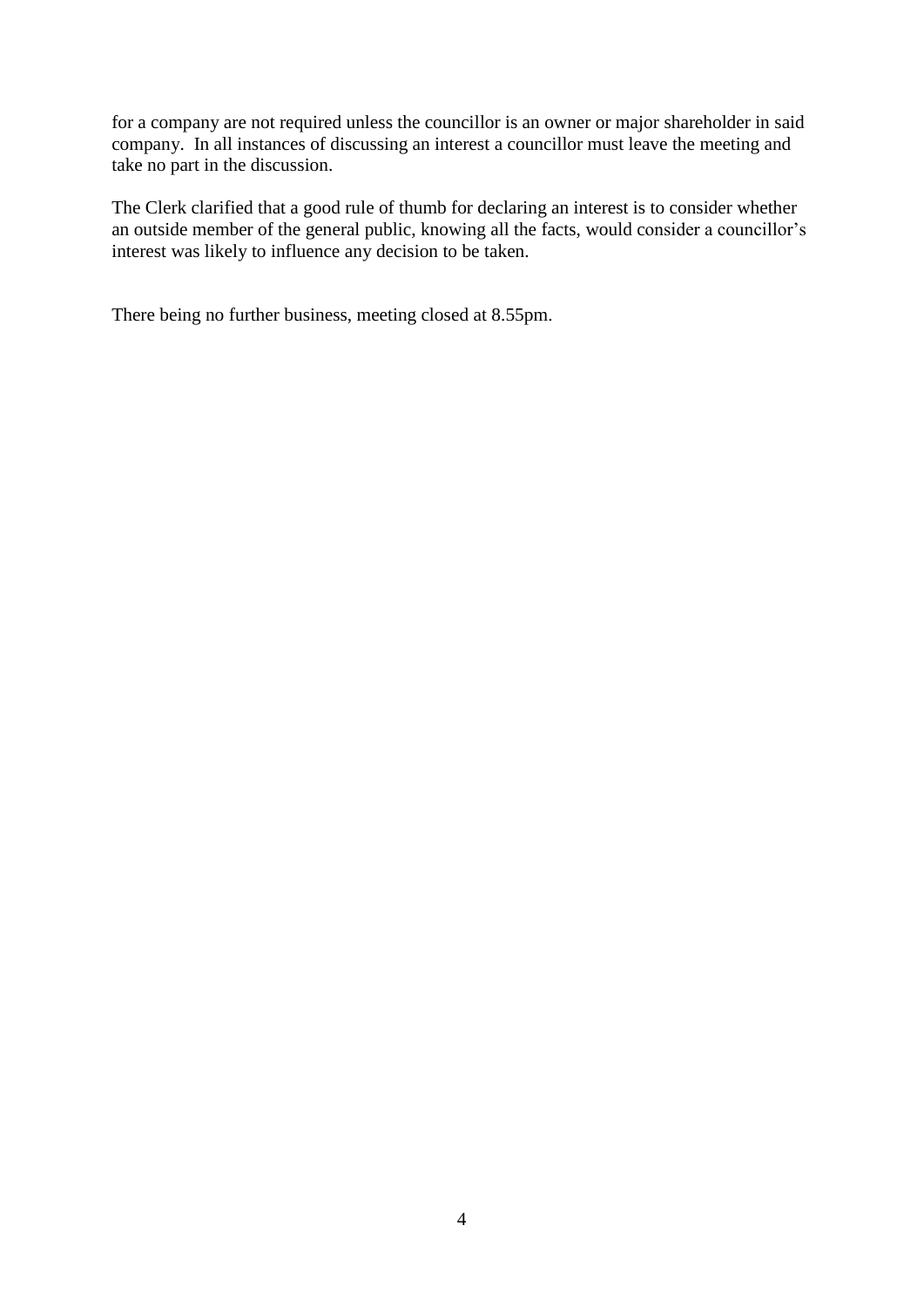for a company are not required unless the councillor is an owner or major shareholder in said company. In all instances of discussing an interest a councillor must leave the meeting and take no part in the discussion.

The Clerk clarified that a good rule of thumb for declaring an interest is to consider whether an outside member of the general public, knowing all the facts, would consider a councillor's interest was likely to influence any decision to be taken.

There being no further business, meeting closed at 8.55pm.